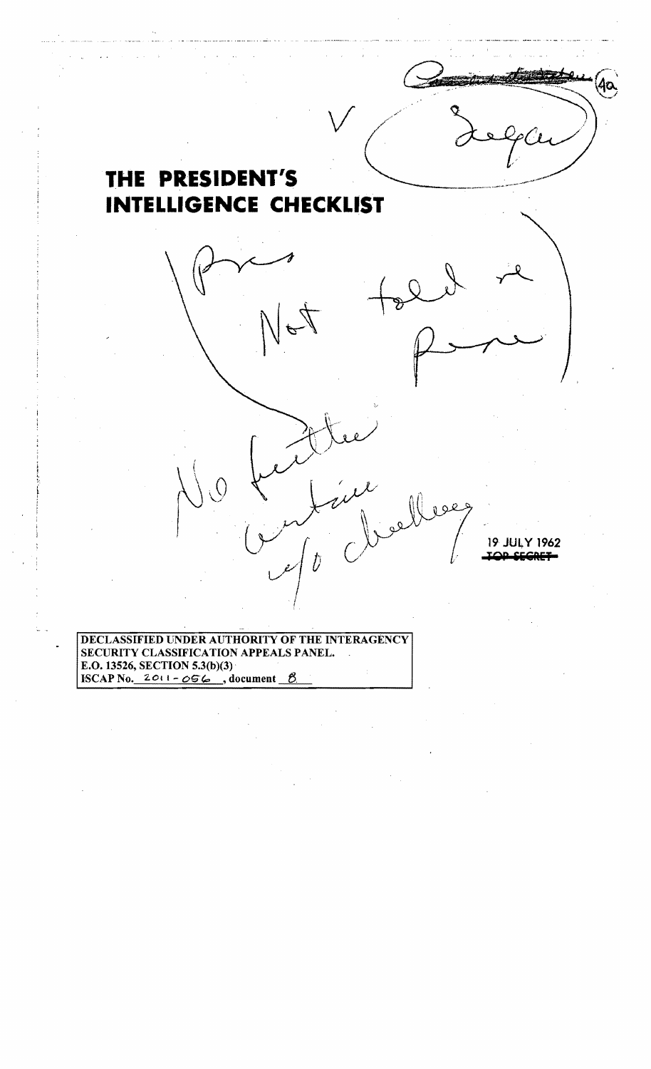# THE PRESIDENT'S INTELLIGENCE CHECKLIST

(4a)

✓

Pres Not told re Pres

No further action w/o checking

19 JULY 1962

~~TOP SECRET~~

DECLASSIFIED UNDER AUTHORITY OF THE INTERAGENCY SECURITY CLASSIFICATION APPEALS PANEL.
E.O. 13526, SECTION 5.3(b)(3)
ISCAP No. 2011-056, document 8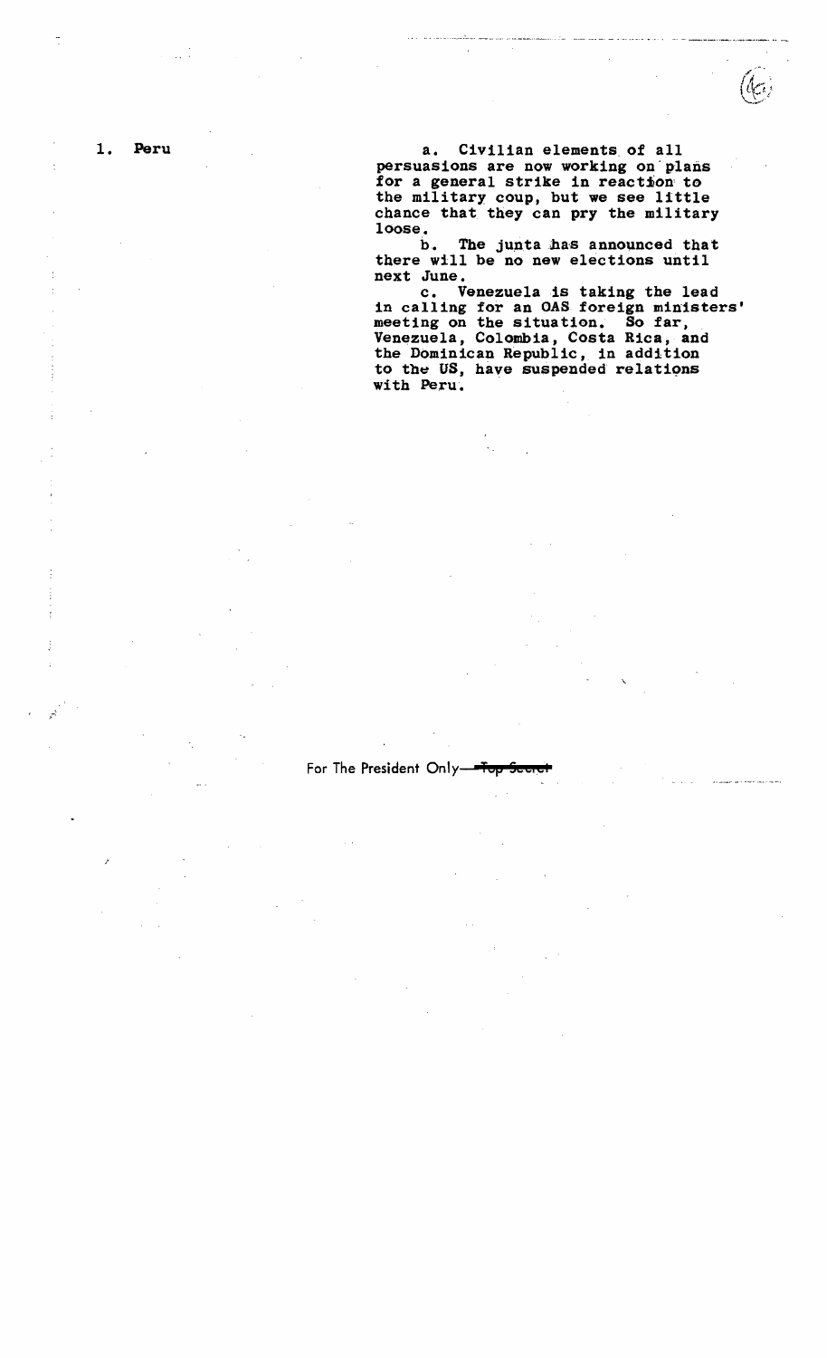1. Peru

a. Civilian elements of all persuasions are now working on plans for a general strike in reaction to the military coup, but we see little chance that they can pry the military loose.

b. The junta has announced that there will be no new elections until next June.

c. Venezuela is taking the lead in calling for an OAS foreign ministers' meeting on the situation. So far, Venezuela, Colombia, Costa Rica, and the Dominican Republic, in addition to the US, have suspended relations with Peru.

For The President Only—~~Top Secret~~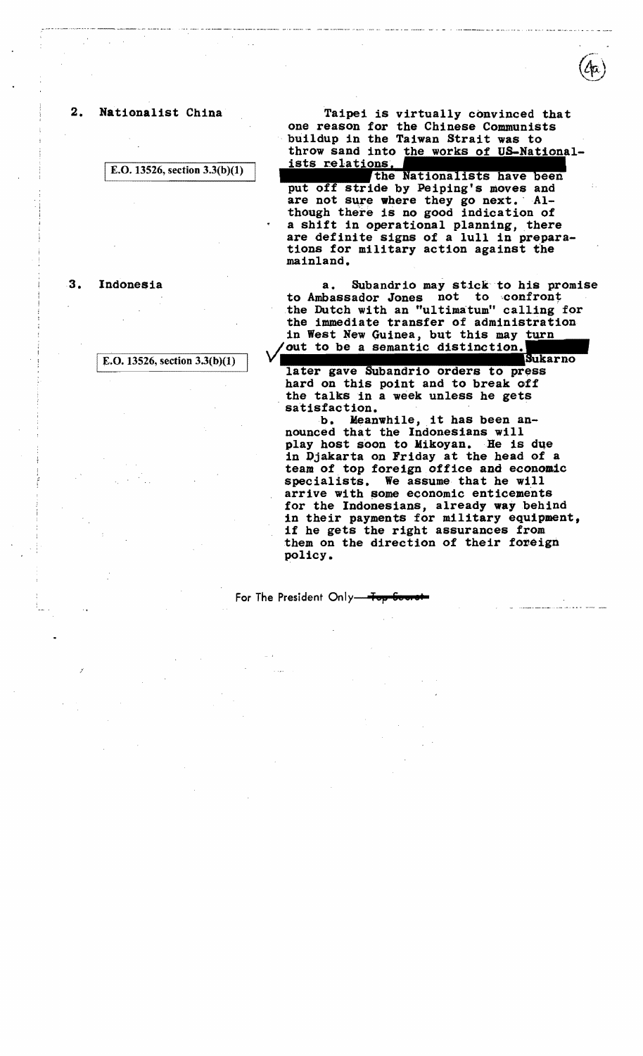## 2. Nationalist China

E.O. 13526, section 3.3(b)(1)

Taipei is virtually convinced that one reason for the Chinese Communists buildup in the Taiwan Strait was to throw sand into the works of US-Nationalists relations. [redacted] the Nationalists have been put off stride by Peiping's moves and are not sure where they go next. Although there is no good indication of a shift in operational planning, there are definite signs of a lull in preparations for military action against the mainland.

## 3. Indonesia

E.O. 13526, section 3.3(b)(1)

a. Subandrio may stick to his promise to Ambassador Jones not to confront the Dutch with an "ultimatum" calling for the immediate transfer of administration in West New Guinea, but this may turn out to be a semantic distinction. [redacted] Sukarno later gave Subandrio orders to press hard on this point and to break off the talks in a week unless he gets satisfaction.

b. Meanwhile, it has been announced that the Indonesians will play host soon to Mikoyan. He is due in Djakarta on Friday at the head of a team of top foreign office and economic specialists. We assume that he will arrive with some economic enticements for the Indonesians, already way behind in their payments for military equipment, if he gets the right assurances from them on the direction of their foreign policy.

For The President Only—~~Top Secret~~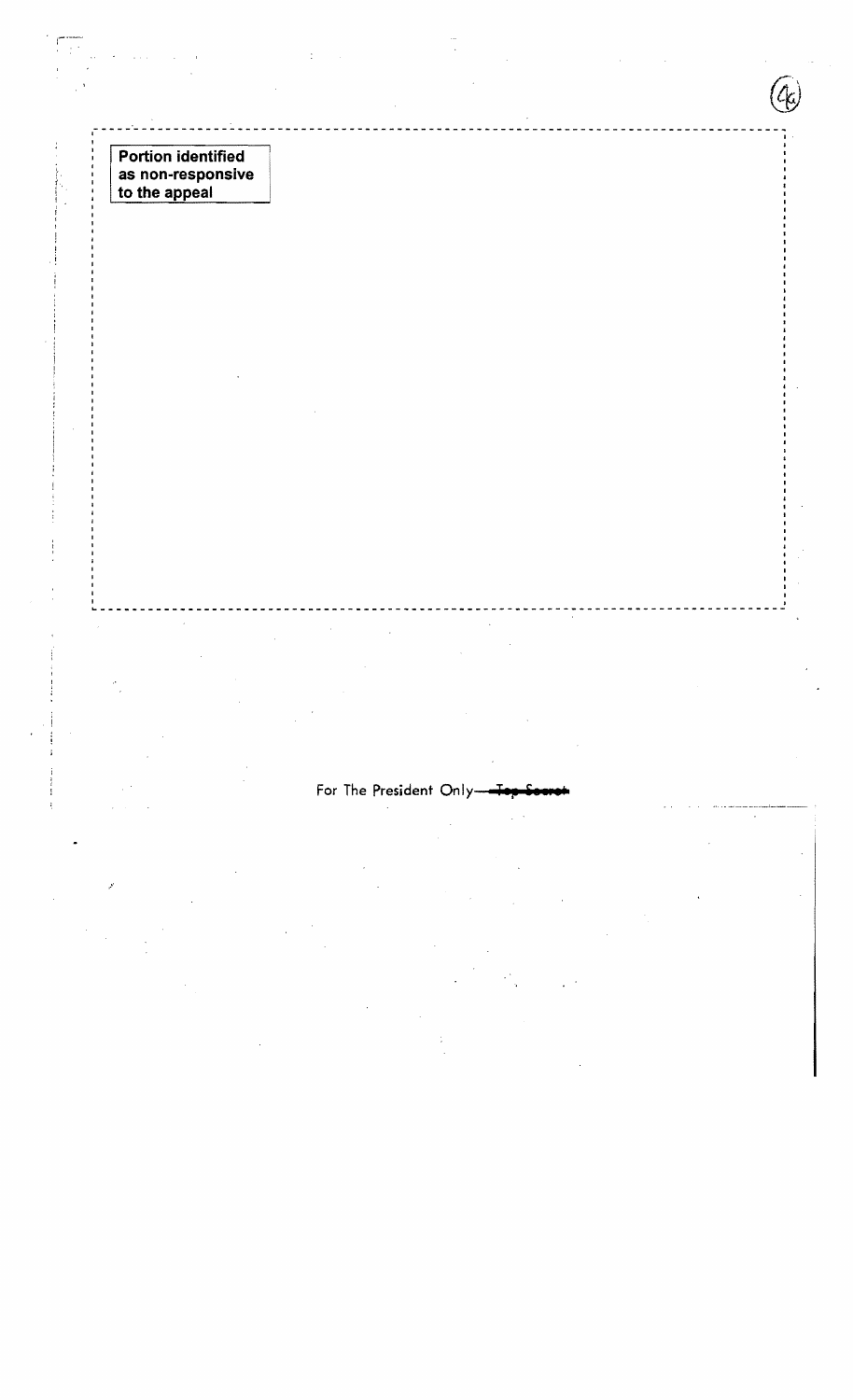**Portion identified as non-responsive to the appeal**

For The President Only—~~Top Secret~~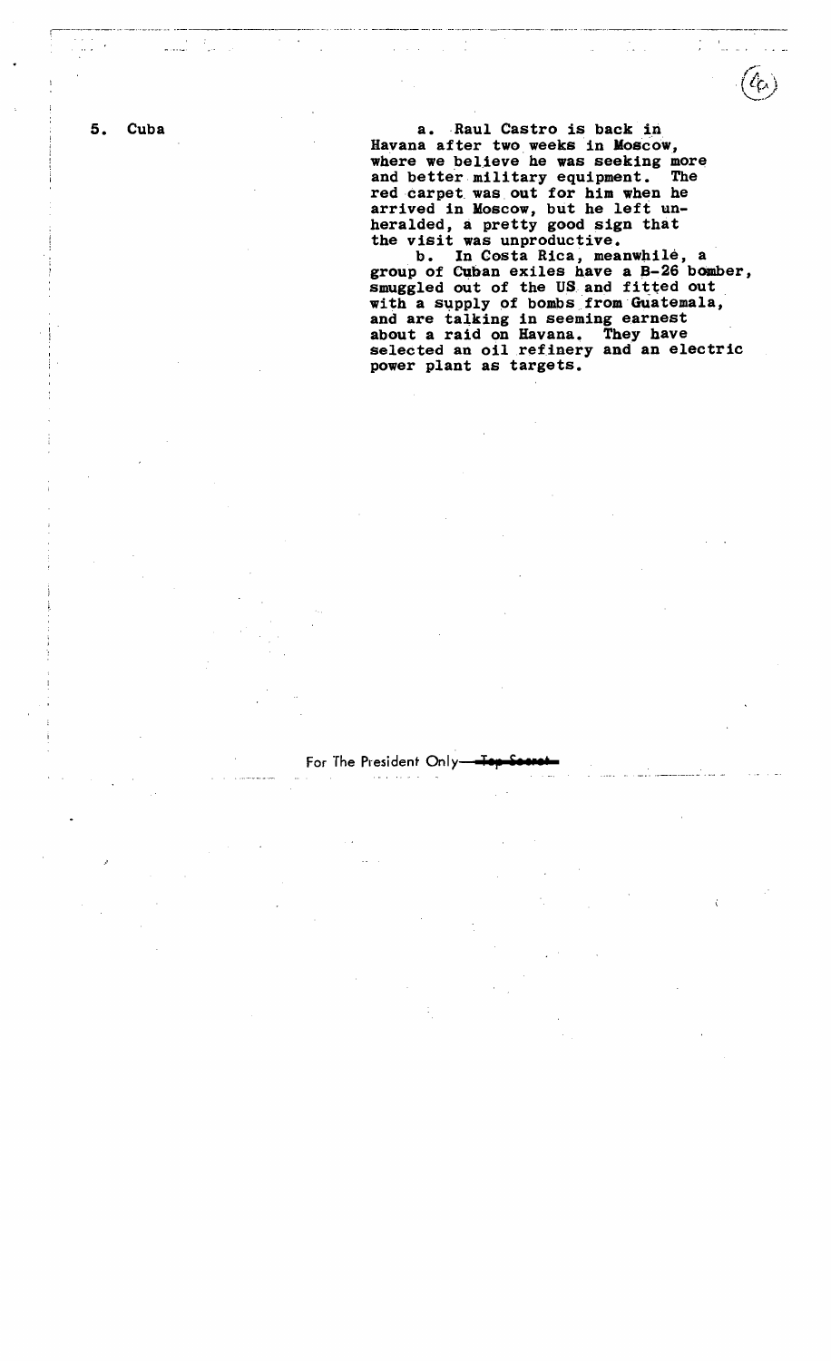5. Cuba

a. Raul Castro is back in Havana after two weeks in Moscow, where we believe he was seeking more and better military equipment. The red carpet was out for him when he arrived in Moscow, but he left unheralded, a pretty good sign that the visit was unproductive.

b. In Costa Rica, meanwhile, a group of Cuban exiles have a B-26 bomber, smuggled out of the US and fitted out with a supply of bombs from Guatemala, and are talking in seeming earnest about a raid on Havana. They have selected an oil refinery and an electric power plant as targets.

For The President Only—~~Top Secret~~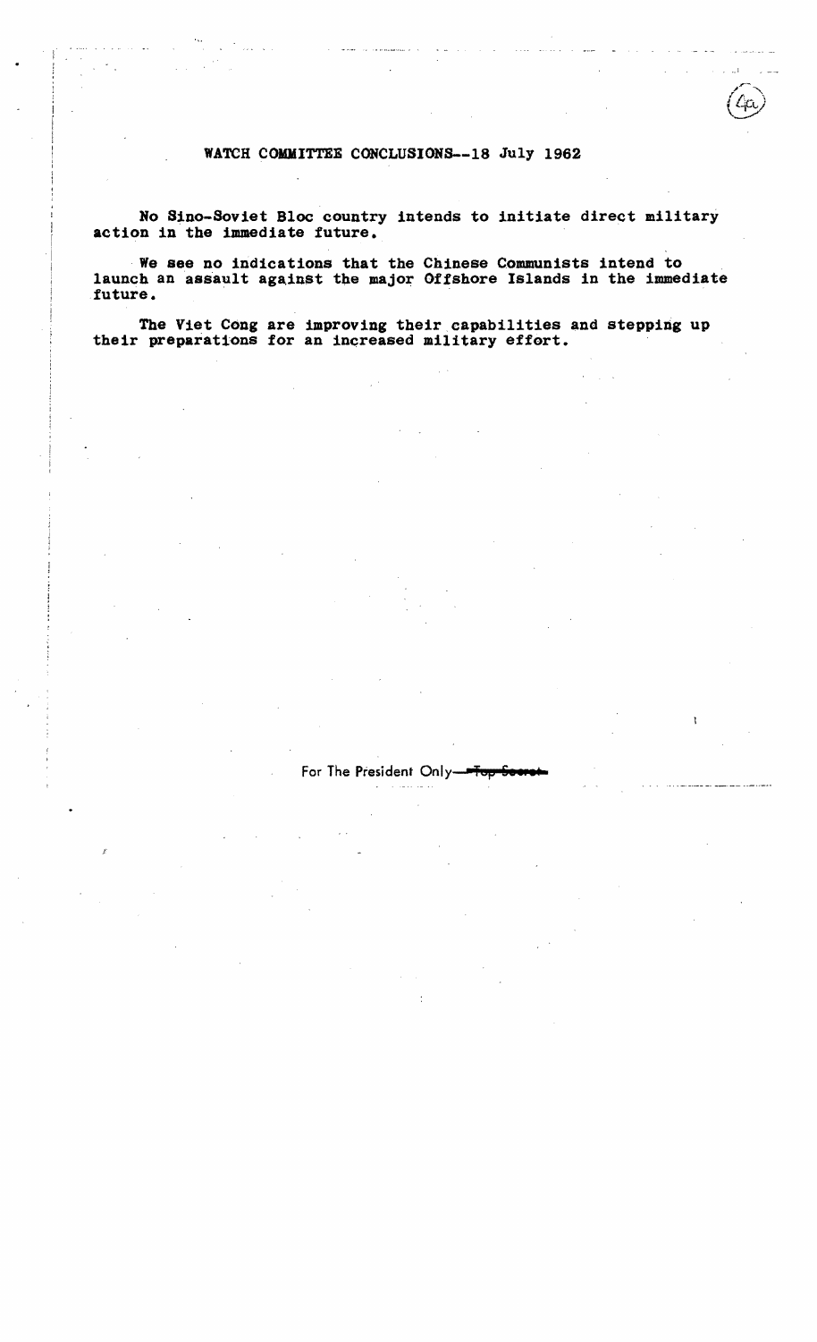# WATCH COMMITTEE CONCLUSIONS--18 July 1962

No Sino-Soviet Bloc country intends to initiate direct military action in the immediate future.

We see no indications that the Chinese Communists intend to launch an assault against the major Offshore Islands in the immediate future.

The Viet Cong are improving their capabilities and stepping up their preparations for an increased military effort.

For The President Only—~~Top Secret~~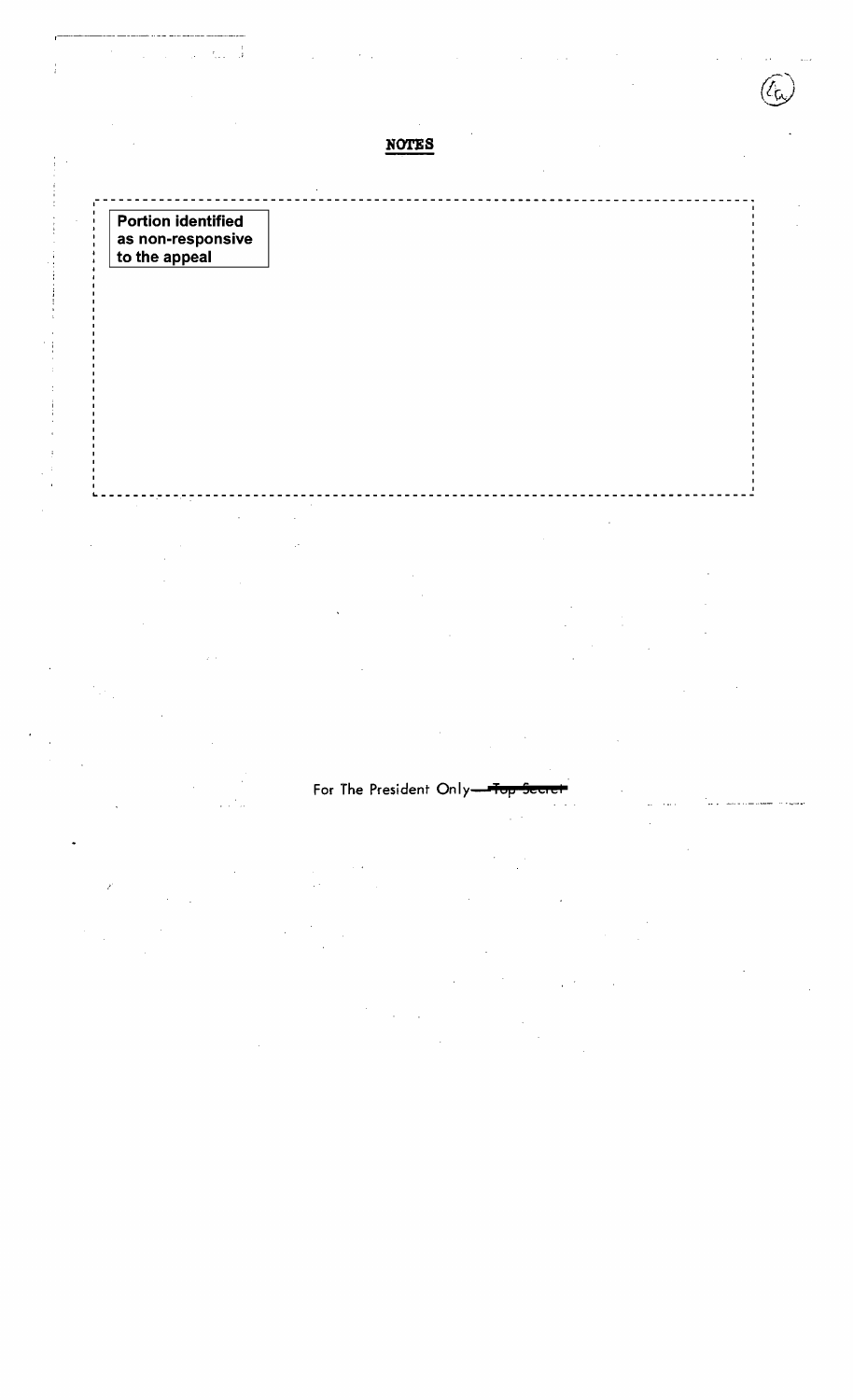**NOTES**

Portion identified as non-responsive to the appeal

For The President Only—~~Top Secret~~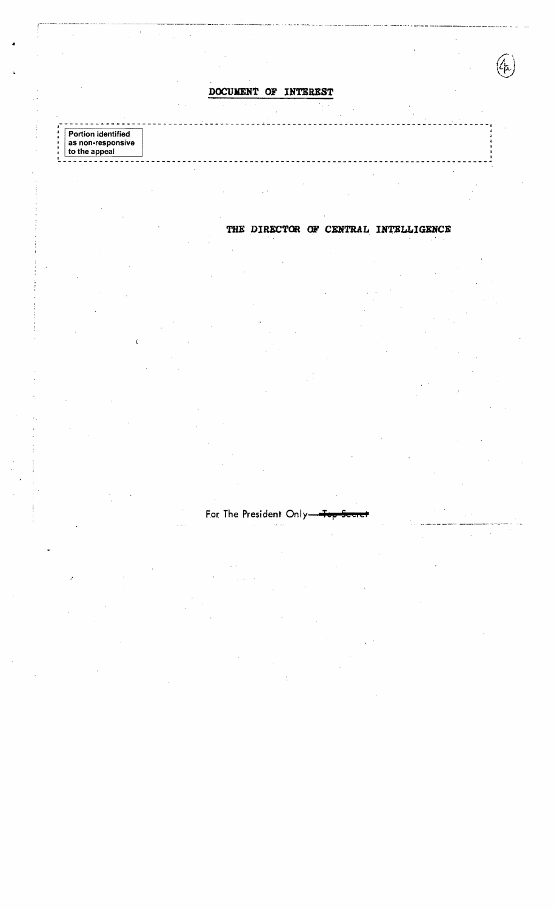**DOCUMENT OF INTEREST**

Portion identified as non-responsive to the appeal

**THE DIRECTOR OF CENTRAL INTELLIGENCE**

For The President Only—~~Top Secret~~